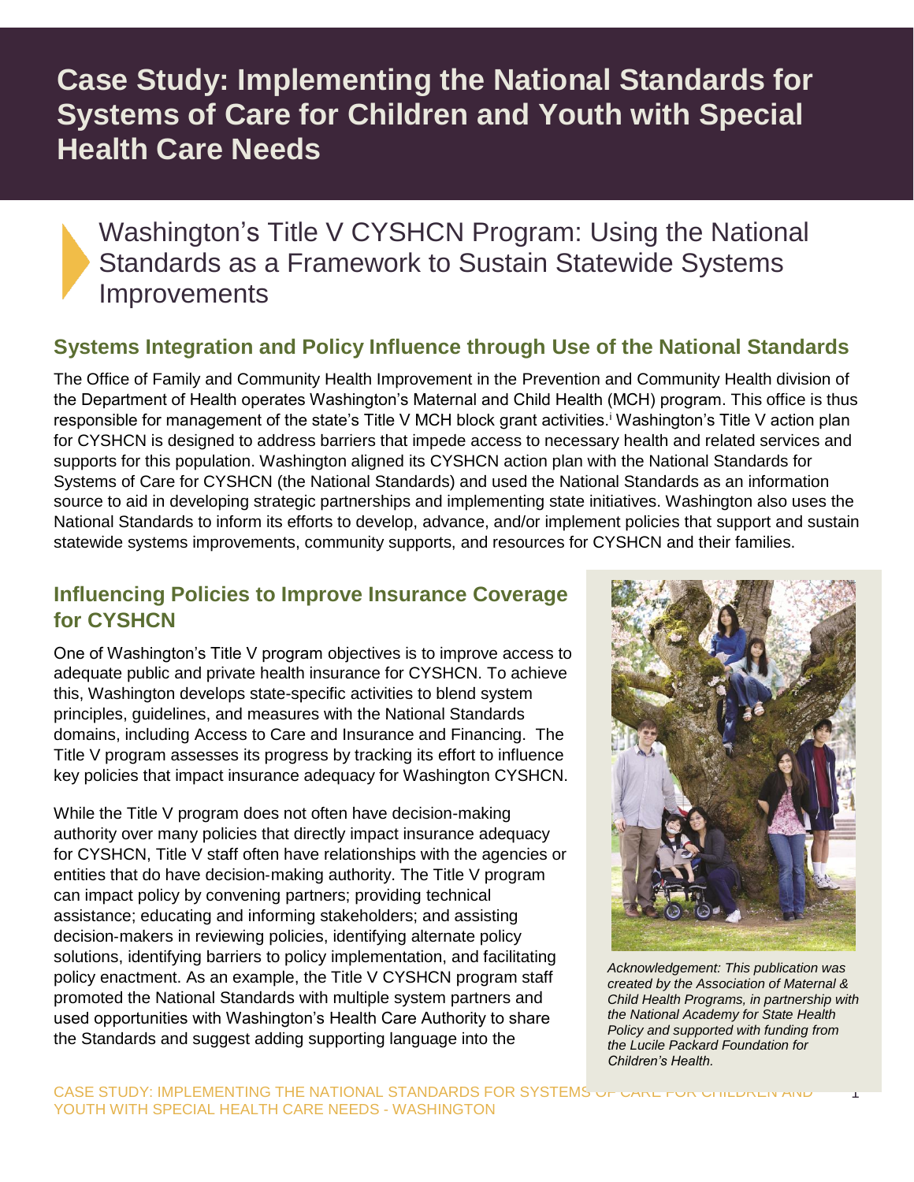# Case Study: Implementing the National Standards for Systems of Care for Children and Youth with Special Health Care Needs

## Washington's Title V CYSHCN Program: Using the National Standards as a Framework to Sustain Statewide Systems Improvements

### Systems Integration and Policy Influence through Use of the National Standards

The Office of Family and Community Health Improvement in the Prevention and Community Health division of the Department of Health operates Washington's Maternal and Child Health (MCH) program. This office is thus responsible for management of the state's Title V MCH block grant activities.[i] Washington's Title V action plan for CYSHCN is designed to address barriers that impede access to necessary health and related services and supports for this population. Washington aligned its CYSHCN action plan with the National Standards for Systems of Care for CYSHCN (the National Standards) and used the National Standards as an information source to aid in developing strategic partnerships and implementing state initiatives. Washington also uses the National Standards to inform its efforts to develop, advance, and/or implement policies that support and sustain statewide systems improvements, community supports, and resources for CYSHCN and their families.

### Influencing Policies to Improve Insurance Coverage for CYSHCN

One of Washington's Title V program objectives is to improve access to adequate public and private health insurance for CYSHCN. To achieve this, Washington develops state-specific activities to blend system principles, guidelines, and measures with the National Standards domains, including Access to Care and Insurance and Financing. The Title V program assesses its progress by tracking its effort to influence key policies that impact insurance adequacy for Washington CYSHCN.

While the Title V program does not often have decision-making authority over many policies that directly impact insurance adequacy for CYSHCN, Title V staff often have relationships with the agencies or entities that do have decision-making authority. The Title V program can impact policy by convening partners; providing technical assistance; educating and informing stakeholders; and assisting decision-makers in reviewing policies, identifying alternate policy solutions, identifying barriers to policy implementation, and facilitating policy enactment. As an example, the Title V CYSHCN program staff promoted the National Standards with multiple system partners and used opportunities with Washington's Health Care Authority to share the Standards and suggest adding supporting language into the

*Acknowledgement: This publication was created by the Association of Maternal & Child Health Programs, in partnership with the National Academy for State Health Policy and supported with funding from the Lucile Packard Foundation for Children's Health.*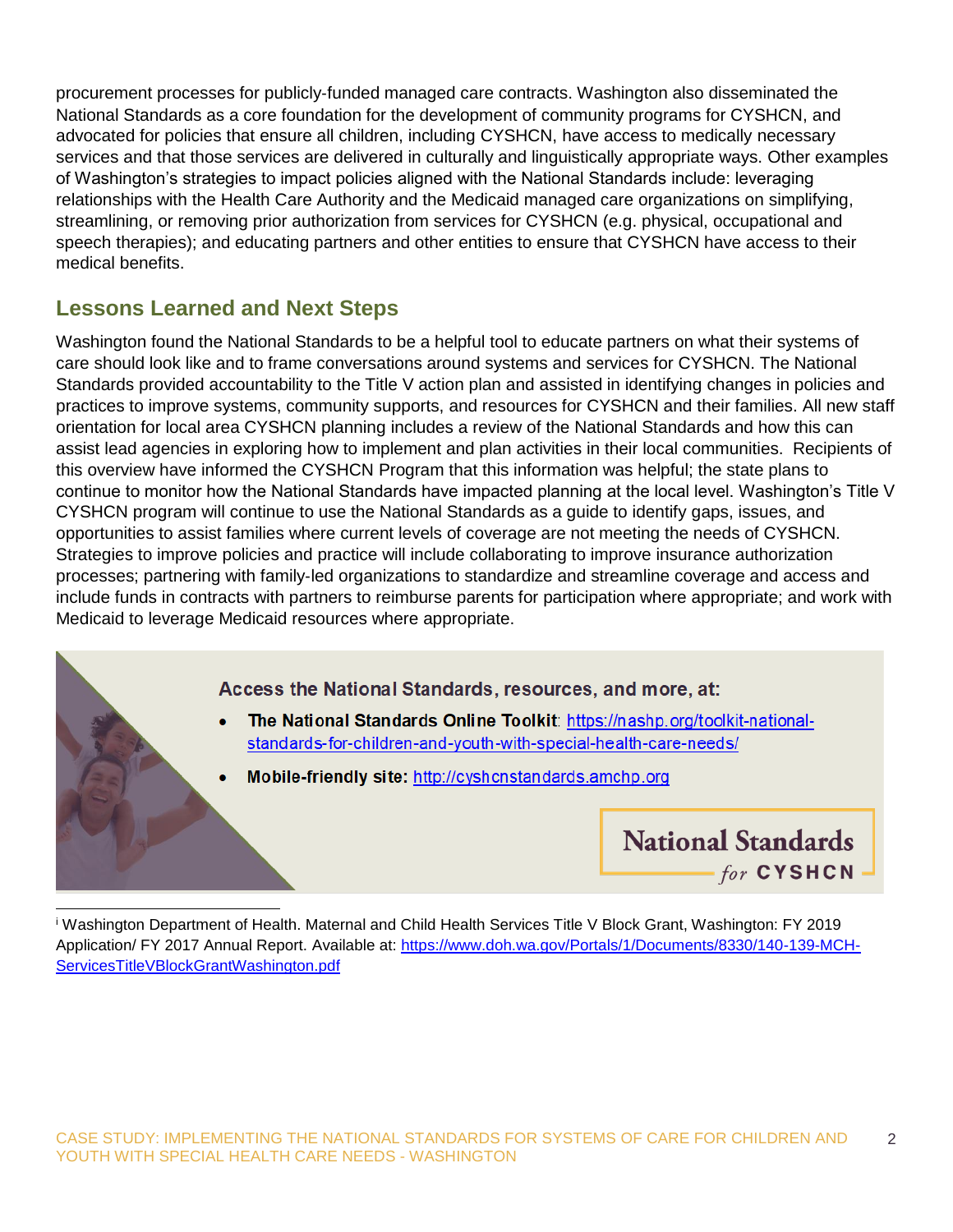procurement processes for publicly-funded managed care contracts. Washington also disseminated the National Standards as a core foundation for the development of community programs for CYSHCN, and advocated for policies that ensure all children, including CYSHCN, have access to medically necessary services and that those services are delivered in culturally and linguistically appropriate ways. Other examples of Washington's strategies to impact policies aligned with the National Standards include: leveraging relationships with the Health Care Authority and the Medicaid managed care organizations on simplifying, streamlining, or removing prior authorization from services for CYSHCN (e.g. physical, occupational and speech therapies); and educating partners and other entities to ensure that CYSHCN have access to their medical benefits.

## Lessons Learned and Next Steps

Washington found the National Standards to be a helpful tool to educate partners on what their systems of care should look like and to frame conversations around systems and services for CYSHCN. The National Standards provided accountability to the Title V action plan and assisted in identifying changes in policies and practices to improve systems, community supports, and resources for CYSHCN and their families. All new staff orientation for local area CYSHCN planning includes a review of the National Standards and how this can assist lead agencies in exploring how to implement and plan activities in their local communities. Recipients of this overview have informed the CYSHCN Program that this information was helpful; the state plans to continue to monitor how the National Standards have impacted planning at the local level. Washington's Title V CYSHCN program will continue to use the National Standards as a guide to identify gaps, issues, and opportunities to assist families where current levels of coverage are not meeting the needs of CYSHCN. Strategies to improve policies and practice will include collaborating to improve insurance authorization processes; partnering with family-led organizations to standardize and streamline coverage and access and include funds in contracts with partners to reimburse parents for participation where appropriate; and work with Medicaid to leverage Medicaid resources where appropriate.

**Access the National Standards, resources, and more, at:**

- **The National Standards Online Toolkit**: https://nashp.org/toolkit-national-standards-for-children-and-youth-with-special-health-care-needs/
- **Mobile-friendly site:** http://cyshcnstandards.amchp.org

National Standards *for* CYSHCN

[i] Washington Department of Health. Maternal and Child Health Services Title V Block Grant, Washington: FY 2019 Application/ FY 2017 Annual Report. Available at: https://www.doh.wa.gov/Portals/1/Documents/8330/140-139-MCH-ServicesTitleVBlockGrantWashington.pdf